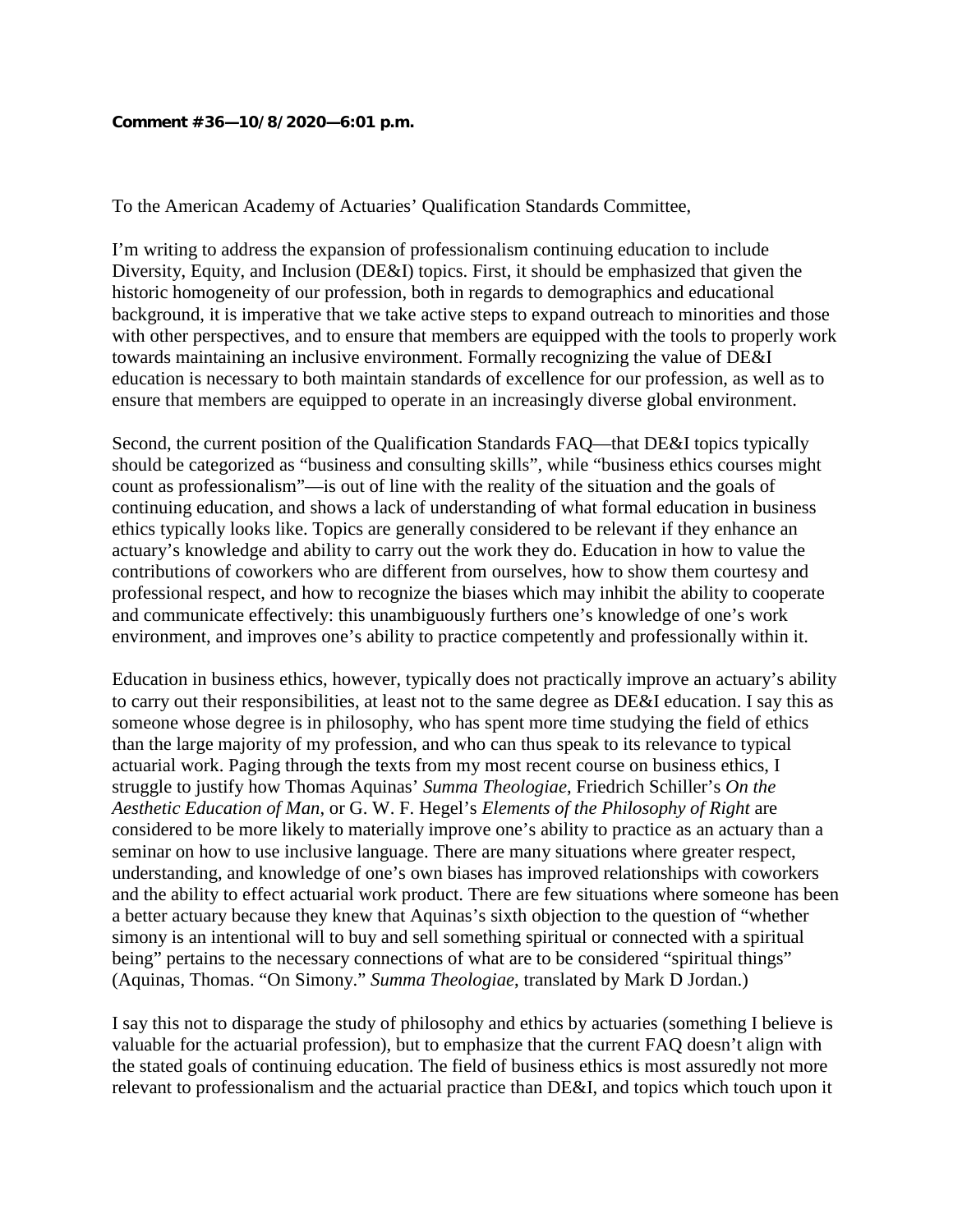**Comment #36—10/8/2020—6:01 p.m.**

To the American Academy of Actuaries' Qualification Standards Committee,

I'm writing to address the expansion of professionalism continuing education to include Diversity, Equity, and Inclusion (DE&I) topics. First, it should be emphasized that given the historic homogeneity of our profession, both in regards to demographics and educational background, it is imperative that we take active steps to expand outreach to minorities and those with other perspectives, and to ensure that members are equipped with the tools to properly work towards maintaining an inclusive environment. Formally recognizing the value of DE&I education is necessary to both maintain standards of excellence for our profession, as well as to ensure that members are equipped to operate in an increasingly diverse global environment.

Second, the current position of the Qualification Standards FAQ—that DE&I topics typically should be categorized as "business and consulting skills", while "business ethics courses might count as professionalism"—is out of line with the reality of the situation and the goals of continuing education, and shows a lack of understanding of what formal education in business ethics typically looks like. Topics are generally considered to be relevant if they enhance an actuary's knowledge and ability to carry out the work they do. Education in how to value the contributions of coworkers who are different from ourselves, how to show them courtesy and professional respect, and how to recognize the biases which may inhibit the ability to cooperate and communicate effectively: this unambiguously furthers one's knowledge of one's work environment, and improves one's ability to practice competently and professionally within it.

Education in business ethics, however, typically does not practically improve an actuary's ability to carry out their responsibilities, at least not to the same degree as DE&I education. I say this as someone whose degree is in philosophy, who has spent more time studying the field of ethics than the large majority of my profession, and who can thus speak to its relevance to typical actuarial work. Paging through the texts from my most recent course on business ethics, I struggle to justify how Thomas Aquinas' *Summa Theologiae*, Friedrich Schiller's *On the Aesthetic Education of Man*, or G. W. F. Hegel's *Elements of the Philosophy of Right* are considered to be more likely to materially improve one's ability to practice as an actuary than a seminar on how to use inclusive language. There are many situations where greater respect, understanding, and knowledge of one's own biases has improved relationships with coworkers and the ability to effect actuarial work product. There are few situations where someone has been a better actuary because they knew that Aquinas's sixth objection to the question of "whether simony is an intentional will to buy and sell something spiritual or connected with a spiritual being" pertains to the necessary connections of what are to be considered "spiritual things" (Aquinas, Thomas. "On Simony." *Summa Theologiae*, translated by Mark D Jordan.)

I say this not to disparage the study of philosophy and ethics by actuaries (something I believe is valuable for the actuarial profession), but to emphasize that the current FAQ doesn't align with the stated goals of continuing education. The field of business ethics is most assuredly not more relevant to professionalism and the actuarial practice than DE&I, and topics which touch upon it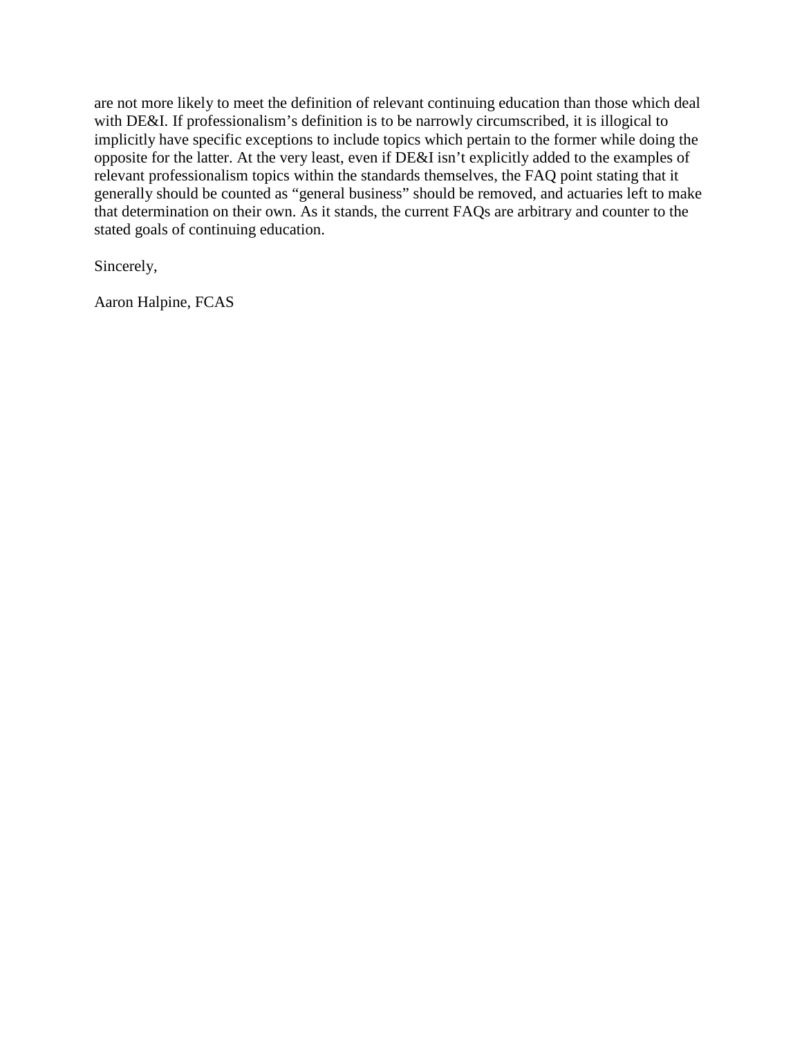are not more likely to meet the definition of relevant continuing education than those which deal with DE&I. If professionalism's definition is to be narrowly circumscribed, it is illogical to implicitly have specific exceptions to include topics which pertain to the former while doing the opposite for the latter. At the very least, even if DE&I isn't explicitly added to the examples of relevant professionalism topics within the standards themselves, the FAQ point stating that it generally should be counted as "general business" should be removed, and actuaries left to make that determination on their own. As it stands, the current FAQs are arbitrary and counter to the stated goals of continuing education.

Sincerely,

Aaron Halpine, FCAS